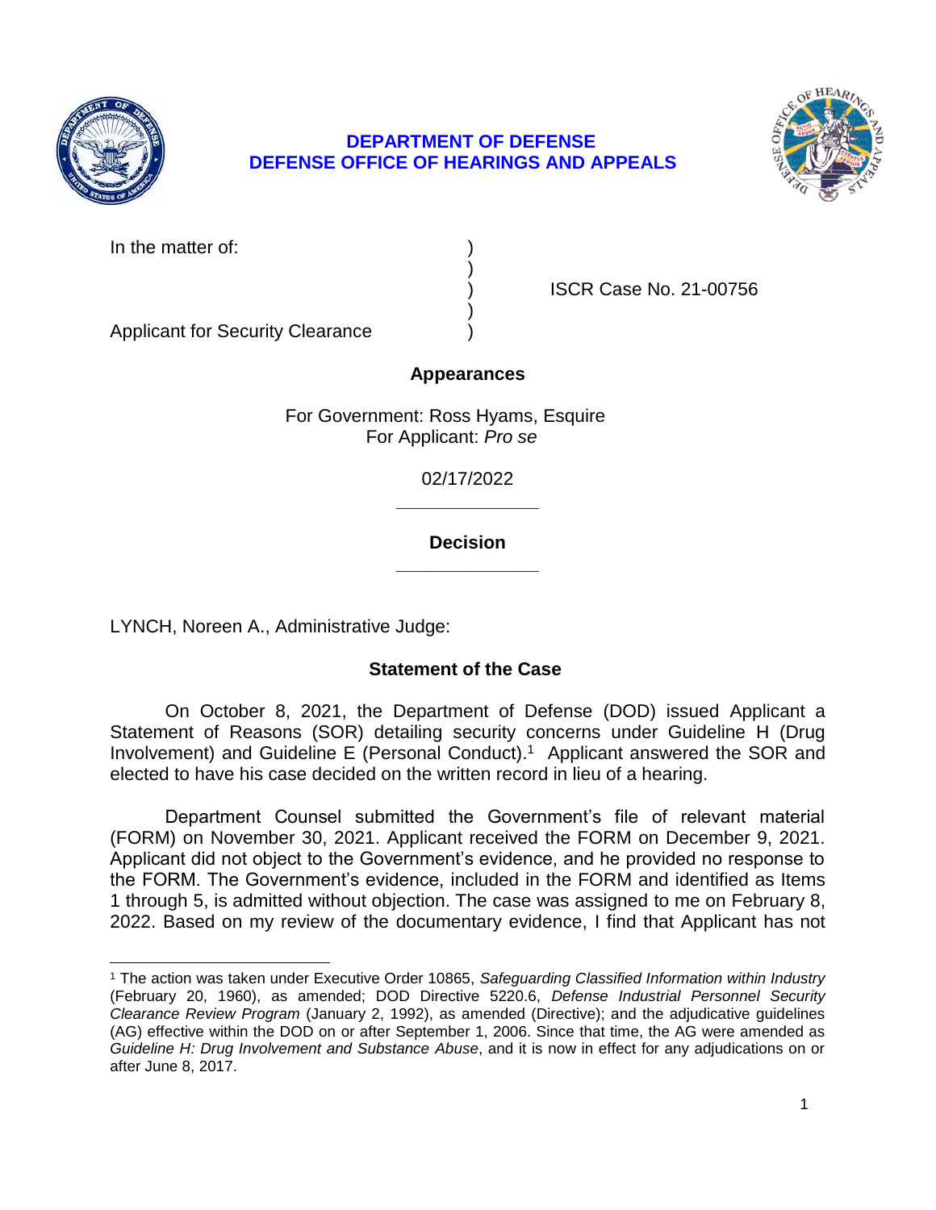**DEPARTMENT OF DEFENSE**
**DEFENSE OFFICE OF HEARINGS AND APPEALS**

In the matter of: )
)
) ISCR Case No. 21-00756
)
Applicant for Security Clearance )

**Appearances**

For Government: Ross Hyams, Esquire
For Applicant: *Pro se*

02/17/2022

______________

**Decision**

______________

LYNCH, Noreen A., Administrative Judge:

**Statement of the Case**

On October 8, 2021, the Department of Defense (DOD) issued Applicant a Statement of Reasons (SOR) detailing security concerns under Guideline H (Drug Involvement) and Guideline E (Personal Conduct).[1] Applicant answered the SOR and elected to have his case decided on the written record in lieu of a hearing.

Department Counsel submitted the Government's file of relevant material (FORM) on November 30, 2021. Applicant received the FORM on December 9, 2021. Applicant did not object to the Government's evidence, and he provided no response to the FORM. The Government's evidence, included in the FORM and identified as Items 1 through 5, is admitted without objection. The case was assigned to me on February 8, 2022. Based on my review of the documentary evidence, I find that Applicant has not

---

[1] The action was taken under Executive Order 10865, *Safeguarding Classified Information within Industry* (February 20, 1960), as amended; DOD Directive 5220.6, *Defense Industrial Personnel Security Clearance Review Program* (January 2, 1992), as amended (Directive); and the adjudicative guidelines (AG) effective within the DOD on or after September 1, 2006. Since that time, the AG were amended as *Guideline H: Drug Involvement and Substance Abuse*, and it is now in effect for any adjudications on or after June 8, 2017.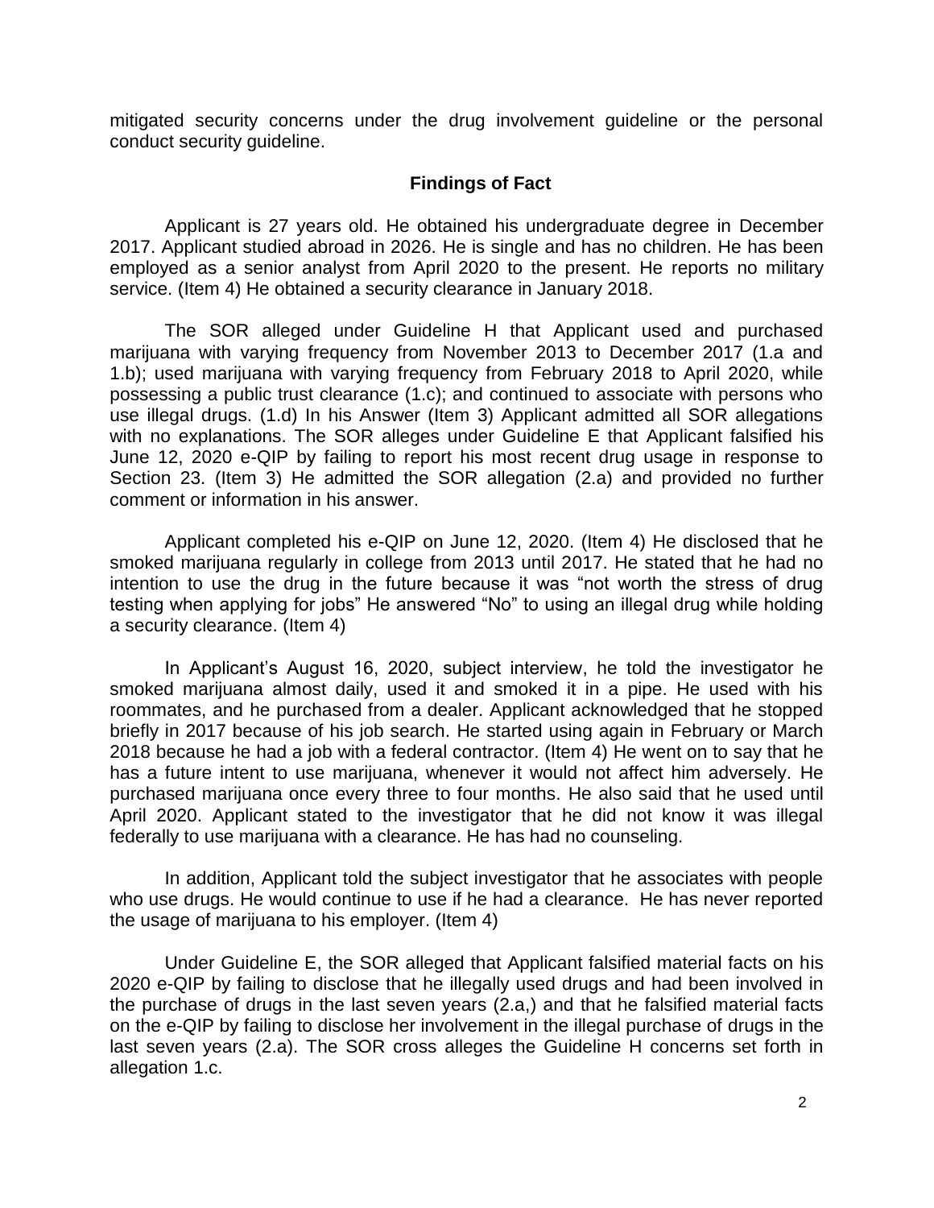mitigated security concerns under the drug involvement guideline or the personal conduct security guideline.

## Findings of Fact

Applicant is 27 years old. He obtained his undergraduate degree in December 2017. Applicant studied abroad in 2026. He is single and has no children. He has been employed as a senior analyst from April 2020 to the present. He reports no military service. (Item 4) He obtained a security clearance in January 2018.

The SOR alleged under Guideline H that Applicant used and purchased marijuana with varying frequency from November 2013 to December 2017 (1.a and 1.b); used marijuana with varying frequency from February 2018 to April 2020, while possessing a public trust clearance (1.c); and continued to associate with persons who use illegal drugs. (1.d) In his Answer (Item 3) Applicant admitted all SOR allegations with no explanations. The SOR alleges under Guideline E that Applicant falsified his June 12, 2020 e-QIP by failing to report his most recent drug usage in response to Section 23. (Item 3) He admitted the SOR allegation (2.a) and provided no further comment or information in his answer.

Applicant completed his e-QIP on June 12, 2020. (Item 4) He disclosed that he smoked marijuana regularly in college from 2013 until 2017. He stated that he had no intention to use the drug in the future because it was "not worth the stress of drug testing when applying for jobs" He answered "No" to using an illegal drug while holding a security clearance. (Item 4)

In Applicant's August 16, 2020, subject interview, he told the investigator he smoked marijuana almost daily, used it and smoked it in a pipe. He used with his roommates, and he purchased from a dealer. Applicant acknowledged that he stopped briefly in 2017 because of his job search. He started using again in February or March 2018 because he had a job with a federal contractor. (Item 4) He went on to say that he has a future intent to use marijuana, whenever it would not affect him adversely. He purchased marijuana once every three to four months. He also said that he used until April 2020. Applicant stated to the investigator that he did not know it was illegal federally to use marijuana with a clearance. He has had no counseling.

In addition, Applicant told the subject investigator that he associates with people who use drugs. He would continue to use if he had a clearance. He has never reported the usage of marijuana to his employer. (Item 4)

Under Guideline E, the SOR alleged that Applicant falsified material facts on his 2020 e-QIP by failing to disclose that he illegally used drugs and had been involved in the purchase of drugs in the last seven years (2.a,) and that he falsified material facts on the e-QIP by failing to disclose her involvement in the illegal purchase of drugs in the last seven years (2.a). The SOR cross alleges the Guideline H concerns set forth in allegation 1.c.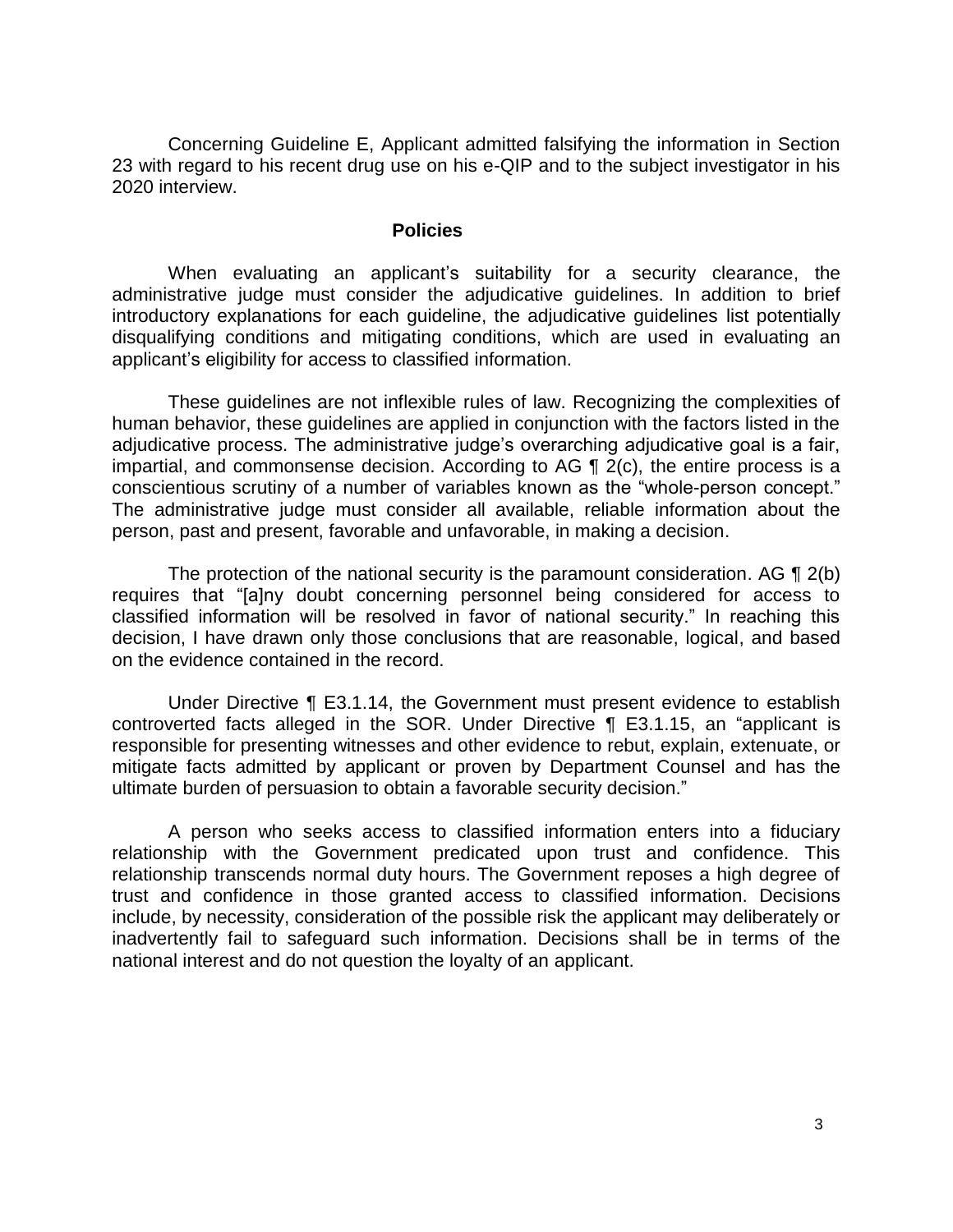Concerning Guideline E, Applicant admitted falsifying the information in Section 23 with regard to his recent drug use on his e-QIP and to the subject investigator in his 2020 interview.

## Policies

When evaluating an applicant's suitability for a security clearance, the administrative judge must consider the adjudicative guidelines. In addition to brief introductory explanations for each guideline, the adjudicative guidelines list potentially disqualifying conditions and mitigating conditions, which are used in evaluating an applicant's eligibility for access to classified information.

These guidelines are not inflexible rules of law. Recognizing the complexities of human behavior, these guidelines are applied in conjunction with the factors listed in the adjudicative process. The administrative judge's overarching adjudicative goal is a fair, impartial, and commonsense decision. According to AG ¶ 2(c), the entire process is a conscientious scrutiny of a number of variables known as the "whole-person concept." The administrative judge must consider all available, reliable information about the person, past and present, favorable and unfavorable, in making a decision.

The protection of the national security is the paramount consideration. AG ¶ 2(b) requires that "[a]ny doubt concerning personnel being considered for access to classified information will be resolved in favor of national security." In reaching this decision, I have drawn only those conclusions that are reasonable, logical, and based on the evidence contained in the record.

Under Directive ¶ E3.1.14, the Government must present evidence to establish controverted facts alleged in the SOR. Under Directive ¶ E3.1.15, an "applicant is responsible for presenting witnesses and other evidence to rebut, explain, extenuate, or mitigate facts admitted by applicant or proven by Department Counsel and has the ultimate burden of persuasion to obtain a favorable security decision."

A person who seeks access to classified information enters into a fiduciary relationship with the Government predicated upon trust and confidence. This relationship transcends normal duty hours. The Government reposes a high degree of trust and confidence in those granted access to classified information. Decisions include, by necessity, consideration of the possible risk the applicant may deliberately or inadvertently fail to safeguard such information. Decisions shall be in terms of the national interest and do not question the loyalty of an applicant.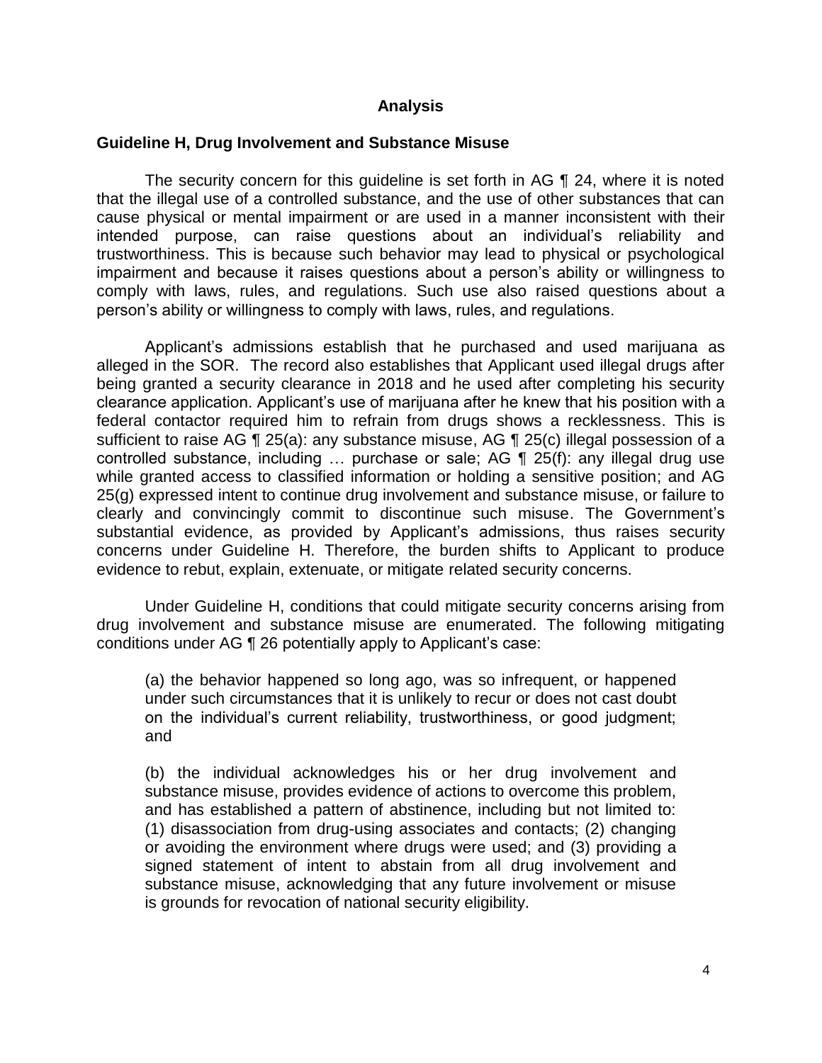## Analysis

### Guideline H, Drug Involvement and Substance Misuse

The security concern for this guideline is set forth in AG ¶ 24, where it is noted that the illegal use of a controlled substance, and the use of other substances that can cause physical or mental impairment or are used in a manner inconsistent with their intended purpose, can raise questions about an individual's reliability and trustworthiness. This is because such behavior may lead to physical or psychological impairment and because it raises questions about a person's ability or willingness to comply with laws, rules, and regulations. Such use also raised questions about a person's ability or willingness to comply with laws, rules, and regulations.

Applicant's admissions establish that he purchased and used marijuana as alleged in the SOR. The record also establishes that Applicant used illegal drugs after being granted a security clearance in 2018 and he used after completing his security clearance application. Applicant's use of marijuana after he knew that his position with a federal contactor required him to refrain from drugs shows a recklessness. This is sufficient to raise AG ¶ 25(a): any substance misuse, AG ¶ 25(c) illegal possession of a controlled substance, including … purchase or sale; AG ¶ 25(f): any illegal drug use while granted access to classified information or holding a sensitive position; and AG 25(g) expressed intent to continue drug involvement and substance misuse, or failure to clearly and convincingly commit to discontinue such misuse. The Government's substantial evidence, as provided by Applicant's admissions, thus raises security concerns under Guideline H. Therefore, the burden shifts to Applicant to produce evidence to rebut, explain, extenuate, or mitigate related security concerns.

Under Guideline H, conditions that could mitigate security concerns arising from drug involvement and substance misuse are enumerated. The following mitigating conditions under AG ¶ 26 potentially apply to Applicant's case:

> (a) the behavior happened so long ago, was so infrequent, or happened under such circumstances that it is unlikely to recur or does not cast doubt on the individual's current reliability, trustworthiness, or good judgment; and
>
> (b) the individual acknowledges his or her drug involvement and substance misuse, provides evidence of actions to overcome this problem, and has established a pattern of abstinence, including but not limited to: (1) disassociation from drug-using associates and contacts; (2) changing or avoiding the environment where drugs were used; and (3) providing a signed statement of intent to abstain from all drug involvement and substance misuse, acknowledging that any future involvement or misuse is grounds for revocation of national security eligibility.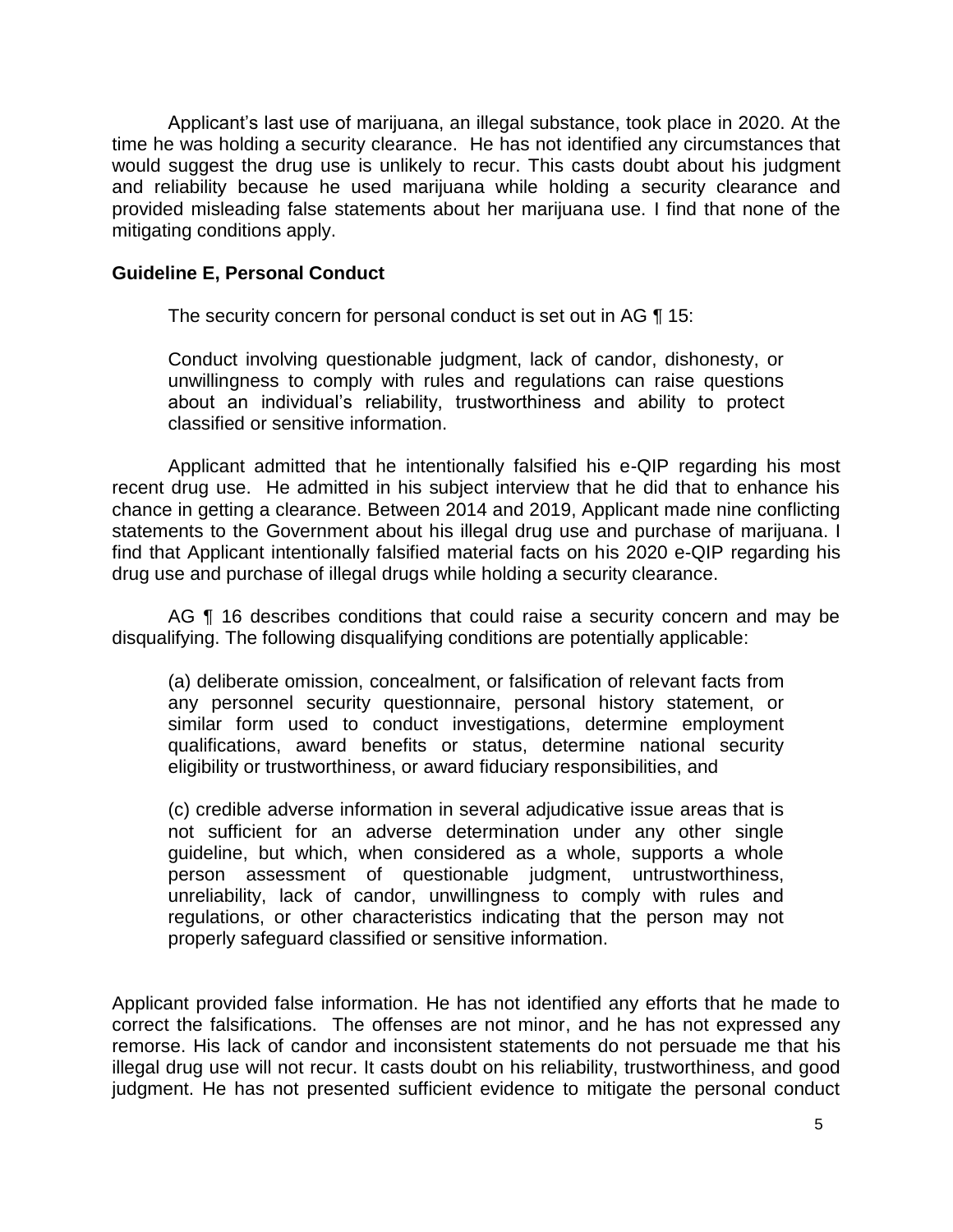Applicant's last use of marijuana, an illegal substance, took place in 2020. At the time he was holding a security clearance. He has not identified any circumstances that would suggest the drug use is unlikely to recur. This casts doubt about his judgment and reliability because he used marijuana while holding a security clearance and provided misleading false statements about her marijuana use. I find that none of the mitigating conditions apply.

**Guideline E, Personal Conduct**

The security concern for personal conduct is set out in AG ¶ 15:

> Conduct involving questionable judgment, lack of candor, dishonesty, or unwillingness to comply with rules and regulations can raise questions about an individual's reliability, trustworthiness and ability to protect classified or sensitive information.

Applicant admitted that he intentionally falsified his e-QIP regarding his most recent drug use. He admitted in his subject interview that he did that to enhance his chance in getting a clearance. Between 2014 and 2019, Applicant made nine conflicting statements to the Government about his illegal drug use and purchase of marijuana. I find that Applicant intentionally falsified material facts on his 2020 e-QIP regarding his drug use and purchase of illegal drugs while holding a security clearance.

AG ¶ 16 describes conditions that could raise a security concern and may be disqualifying. The following disqualifying conditions are potentially applicable:

> (a) deliberate omission, concealment, or falsification of relevant facts from any personnel security questionnaire, personal history statement, or similar form used to conduct investigations, determine employment qualifications, award benefits or status, determine national security eligibility or trustworthiness, or award fiduciary responsibilities, and
>
> (c) credible adverse information in several adjudicative issue areas that is not sufficient for an adverse determination under any other single guideline, but which, when considered as a whole, supports a whole person assessment of questionable judgment, untrustworthiness, unreliability, lack of candor, unwillingness to comply with rules and regulations, or other characteristics indicating that the person may not properly safeguard classified or sensitive information.

Applicant provided false information. He has not identified any efforts that he made to correct the falsifications. The offenses are not minor, and he has not expressed any remorse. His lack of candor and inconsistent statements do not persuade me that his illegal drug use will not recur. It casts doubt on his reliability, trustworthiness, and good judgment. He has not presented sufficient evidence to mitigate the personal conduct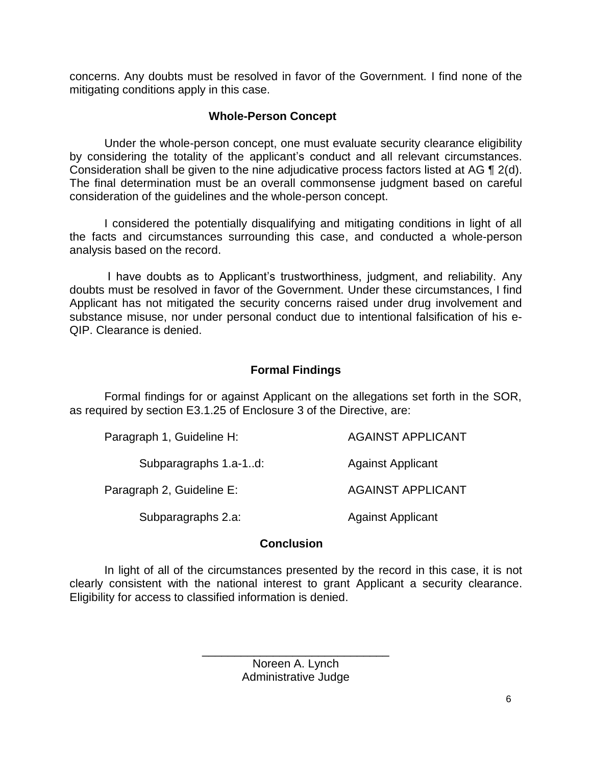concerns. Any doubts must be resolved in favor of the Government. I find none of the mitigating conditions apply in this case.

## Whole-Person Concept

Under the whole-person concept, one must evaluate security clearance eligibility by considering the totality of the applicant's conduct and all relevant circumstances. Consideration shall be given to the nine adjudicative process factors listed at AG ¶ 2(d). The final determination must be an overall commonsense judgment based on careful consideration of the guidelines and the whole-person concept.

I considered the potentially disqualifying and mitigating conditions in light of all the facts and circumstances surrounding this case, and conducted a whole-person analysis based on the record.

I have doubts as to Applicant's trustworthiness, judgment, and reliability. Any doubts must be resolved in favor of the Government. Under these circumstances, I find Applicant has not mitigated the security concerns raised under drug involvement and substance misuse, nor under personal conduct due to intentional falsification of his e-QIP. Clearance is denied.

## Formal Findings

Formal findings for or against Applicant on the allegations set forth in the SOR, as required by section E3.1.25 of Enclosure 3 of the Directive, are:

| | |
|---|---|
| Paragraph 1, Guideline H: | AGAINST APPLICANT |
| Subparagraphs 1.a-1..d: | Against Applicant |
| Paragraph 2, Guideline E: | AGAINST APPLICANT |
| Subparagraphs 2.a: | Against Applicant |

## Conclusion

In light of all of the circumstances presented by the record in this case, it is not clearly consistent with the national interest to grant Applicant a security clearance. Eligibility for access to classified information is denied.

______________________________
Noreen A. Lynch
Administrative Judge